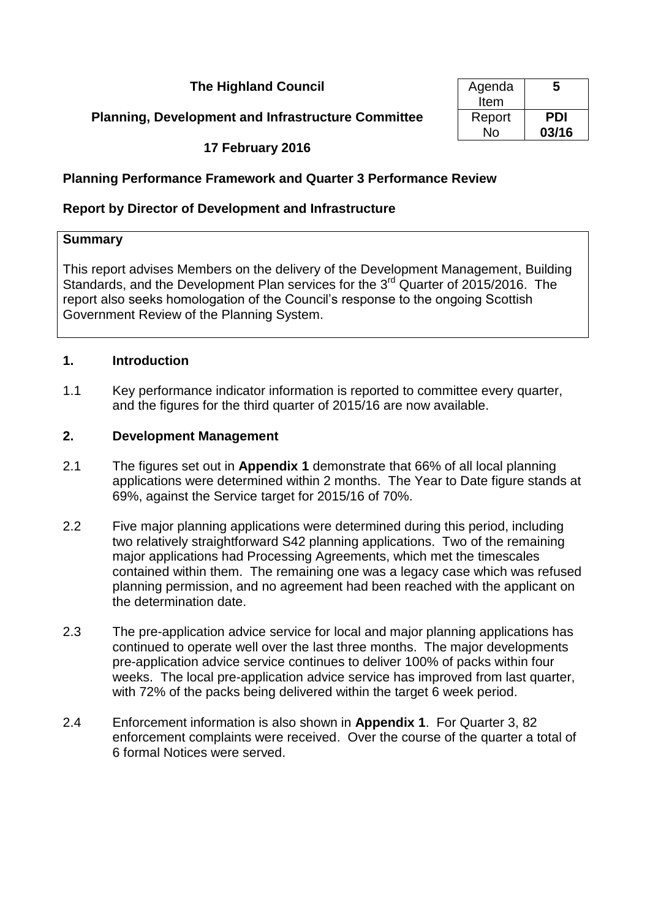**The Highland Council**

**Planning, Development and Infrastructure Committee**

**17 February 2016**

| Agenda Item | **5** |
|---|---|
| Report No | **PDI 03/16** |

**Planning Performance Framework and Quarter 3 Performance Review**

**Report by Director of Development and Infrastructure**

**Summary**

This report advises Members on the delivery of the Development Management, Building Standards, and the Development Plan services for the 3rd Quarter of 2015/2016. The report also seeks homologation of the Council's response to the ongoing Scottish Government Review of the Planning System.

## 1. Introduction

1.1 Key performance indicator information is reported to committee every quarter, and the figures for the third quarter of 2015/16 are now available.

## 2. Development Management

2.1 The figures set out in **Appendix 1** demonstrate that 66% of all local planning applications were determined within 2 months. The Year to Date figure stands at 69%, against the Service target for 2015/16 of 70%.

2.2 Five major planning applications were determined during this period, including two relatively straightforward S42 planning applications. Two of the remaining major applications had Processing Agreements, which met the timescales contained within them. The remaining one was a legacy case which was refused planning permission, and no agreement had been reached with the applicant on the determination date.

2.3 The pre-application advice service for local and major planning applications has continued to operate well over the last three months. The major developments pre-application advice service continues to deliver 100% of packs within four weeks. The local pre-application advice service has improved from last quarter, with 72% of the packs being delivered within the target 6 week period.

2.4 Enforcement information is also shown in **Appendix 1**. For Quarter 3, 82 enforcement complaints were received. Over the course of the quarter a total of 6 formal Notices were served.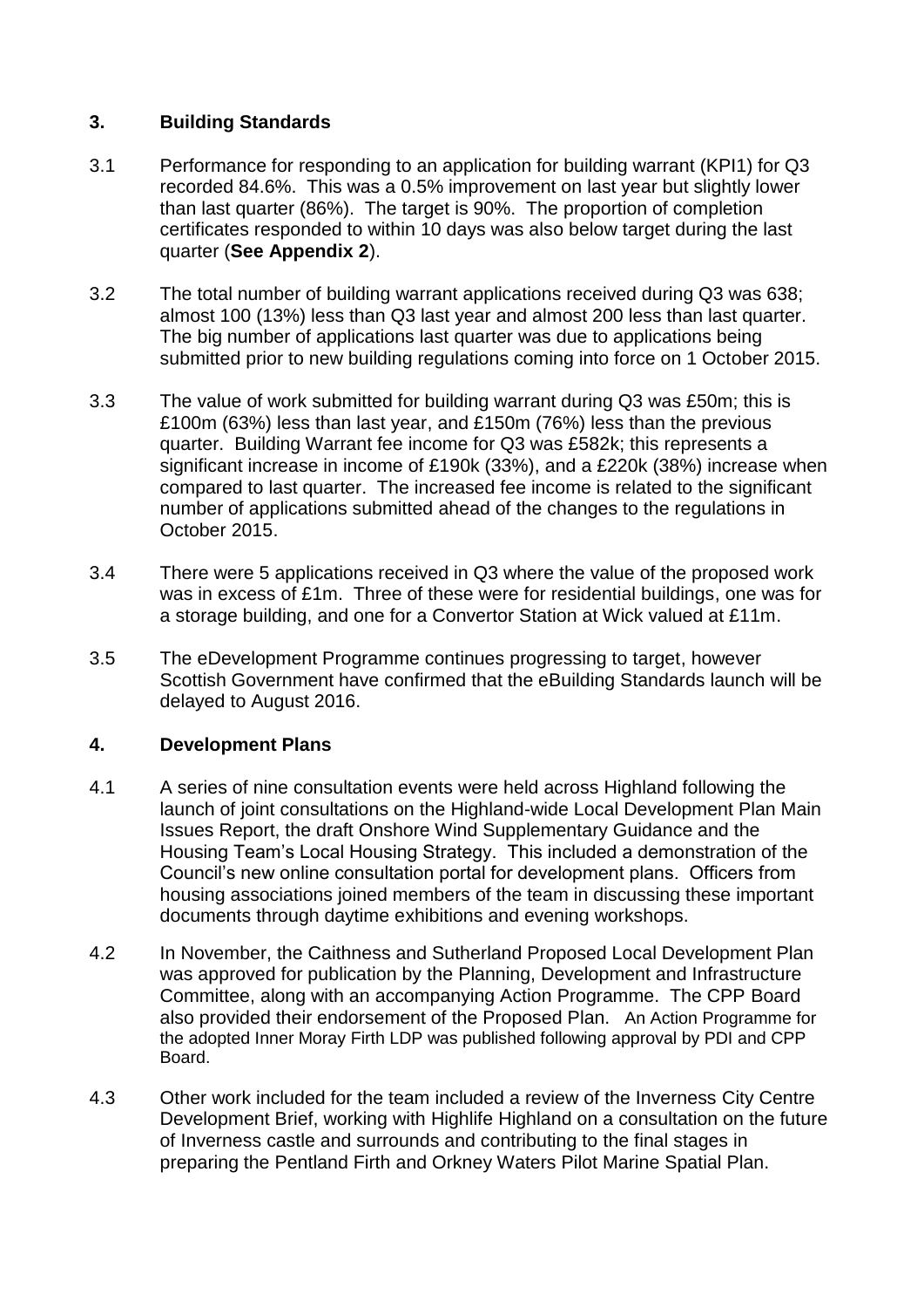## 3. Building Standards

3.1 Performance for responding to an application for building warrant (KPI1) for Q3 recorded 84.6%. This was a 0.5% improvement on last year but slightly lower than last quarter (86%). The target is 90%. The proportion of completion certificates responded to within 10 days was also below target during the last quarter (**See Appendix 2**).

3.2 The total number of building warrant applications received during Q3 was 638; almost 100 (13%) less than Q3 last year and almost 200 less than last quarter. The big number of applications last quarter was due to applications being submitted prior to new building regulations coming into force on 1 October 2015.

3.3 The value of work submitted for building warrant during Q3 was £50m; this is £100m (63%) less than last year, and £150m (76%) less than the previous quarter. Building Warrant fee income for Q3 was £582k; this represents a significant increase in income of £190k (33%), and a £220k (38%) increase when compared to last quarter. The increased fee income is related to the significant number of applications submitted ahead of the changes to the regulations in October 2015.

3.4 There were 5 applications received in Q3 where the value of the proposed work was in excess of £1m. Three of these were for residential buildings, one was for a storage building, and one for a Convertor Station at Wick valued at £11m.

3.5 The eDevelopment Programme continues progressing to target, however Scottish Government have confirmed that the eBuilding Standards launch will be delayed to August 2016.

## 4. Development Plans

4.1 A series of nine consultation events were held across Highland following the launch of joint consultations on the Highland-wide Local Development Plan Main Issues Report, the draft Onshore Wind Supplementary Guidance and the Housing Team's Local Housing Strategy. This included a demonstration of the Council's new online consultation portal for development plans. Officers from housing associations joined members of the team in discussing these important documents through daytime exhibitions and evening workshops.

4.2 In November, the Caithness and Sutherland Proposed Local Development Plan was approved for publication by the Planning, Development and Infrastructure Committee, along with an accompanying Action Programme. The CPP Board also provided their endorsement of the Proposed Plan. An Action Programme for the adopted Inner Moray Firth LDP was published following approval by PDI and CPP Board.

4.3 Other work included for the team included a review of the Inverness City Centre Development Brief, working with Highlife Highland on a consultation on the future of Inverness castle and surrounds and contributing to the final stages in preparing the Pentland Firth and Orkney Waters Pilot Marine Spatial Plan.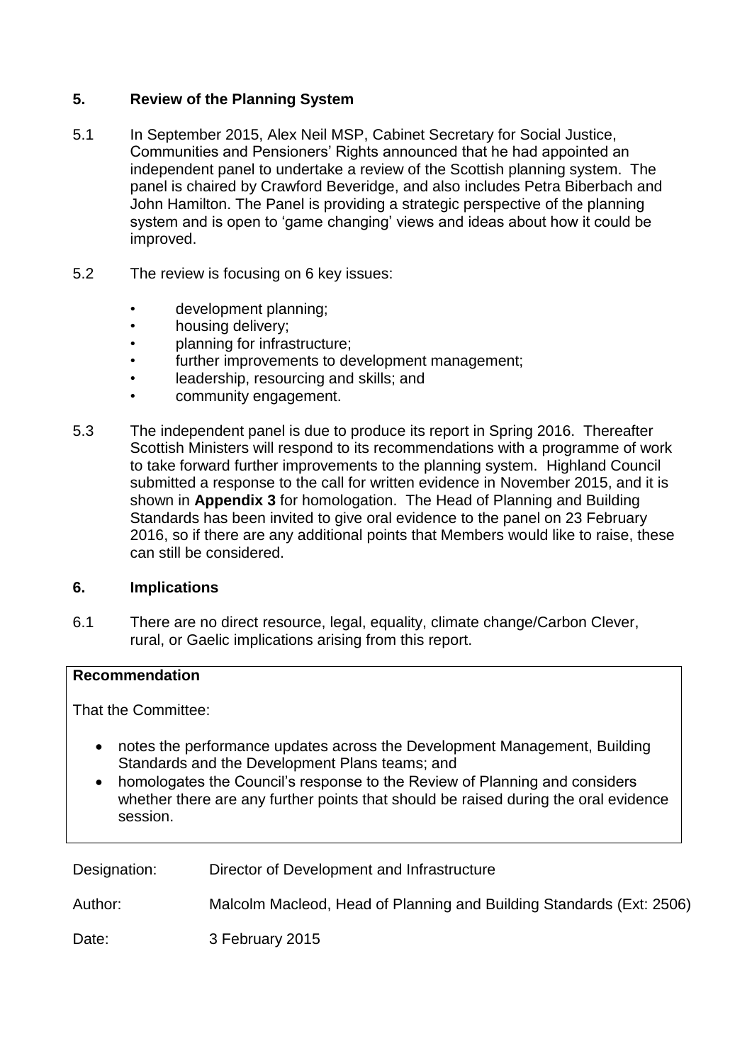## 5. Review of the Planning System

5.1 In September 2015, Alex Neil MSP, Cabinet Secretary for Social Justice, Communities and Pensioners' Rights announced that he had appointed an independent panel to undertake a review of the Scottish planning system. The panel is chaired by Crawford Beveridge, and also includes Petra Biberbach and John Hamilton. The Panel is providing a strategic perspective of the planning system and is open to 'game changing' views and ideas about how it could be improved.

5.2 The review is focusing on 6 key issues:

- development planning;
- housing delivery;
- planning for infrastructure;
- further improvements to development management;
- leadership, resourcing and skills; and
- community engagement.

5.3 The independent panel is due to produce its report in Spring 2016. Thereafter Scottish Ministers will respond to its recommendations with a programme of work to take forward further improvements to the planning system. Highland Council submitted a response to the call for written evidence in November 2015, and it is shown in **Appendix 3** for homologation. The Head of Planning and Building Standards has been invited to give oral evidence to the panel on 23 February 2016, so if there are any additional points that Members would like to raise, these can still be considered.

## 6. Implications

6.1 There are no direct resource, legal, equality, climate change/Carbon Clever, rural, or Gaelic implications arising from this report.

**Recommendation**

That the Committee:

- notes the performance updates across the Development Management, Building Standards and the Development Plans teams; and
- homologates the Council's response to the Review of Planning and considers whether there are any further points that should be raised during the oral evidence session.

Designation: Director of Development and Infrastructure

Author: Malcolm Macleod, Head of Planning and Building Standards (Ext: 2506)

Date: 3 February 2015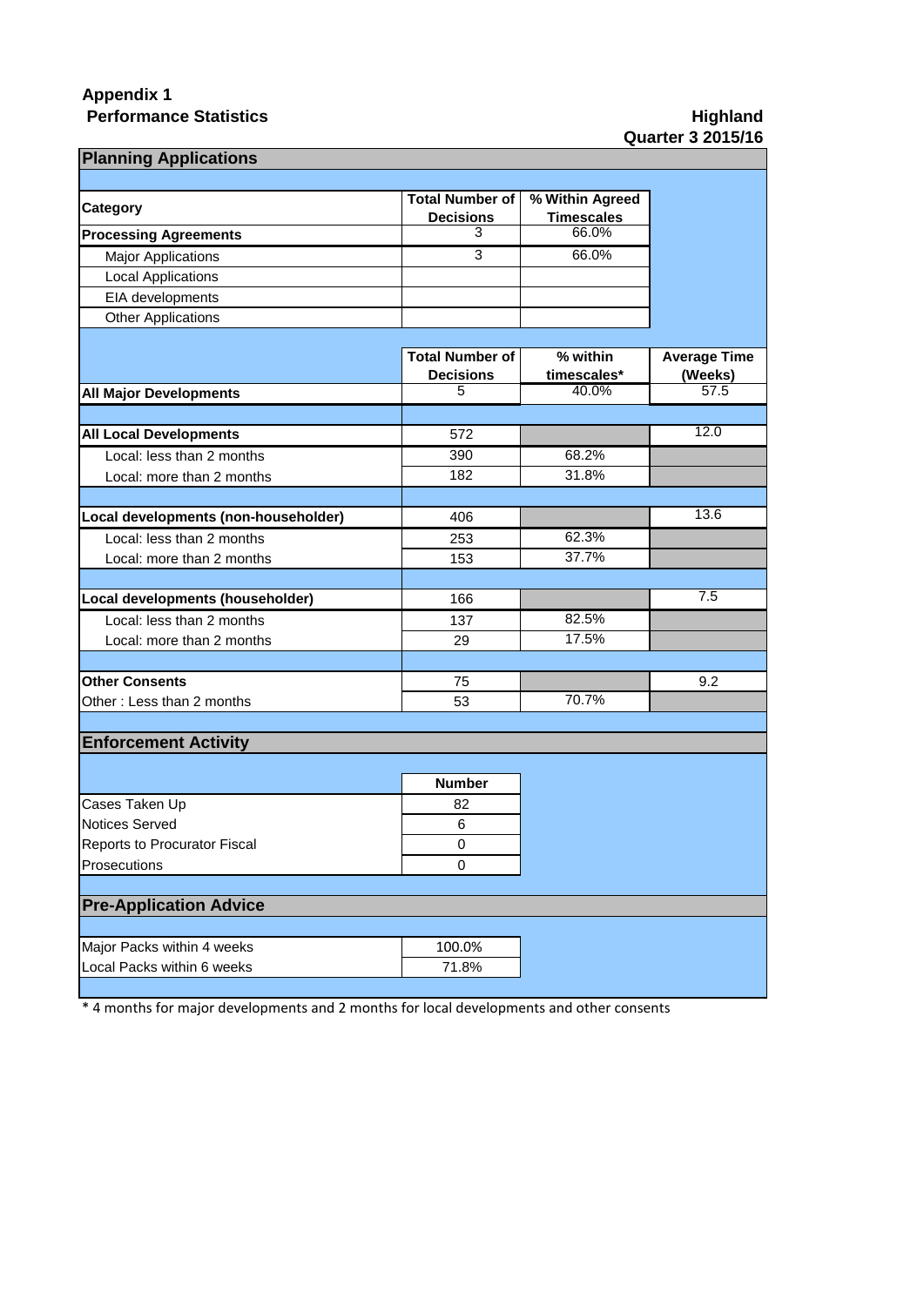**Appendix 1**
**Performance Statistics**

**Highland**
**Quarter 3 2015/16**

## Planning Applications

| Category | Total Number of Decisions | % Within Agreed Timescales |
|---|---|---|
| **Processing Agreements** | 3 | 66.0% |
| Major Applications | 3 | 66.0% |
| Local Applications | | |
| EIA developments | | |
| Other Applications | | |

| | Total Number of Decisions | % within timescales* | Average Time (Weeks) |
|---|---|---|---|
| **All Major Developments** | 5 | 40.0% | 57.5 |
| **All Local Developments** | 572 | | 12.0 |
| Local: less than 2 months | 390 | 68.2% | |
| Local: more than 2 months | 182 | 31.8% | |
| **Local developments (non-householder)** | 406 | | 13.6 |
| Local: less than 2 months | 253 | 62.3% | |
| Local: more than 2 months | 153 | 37.7% | |
| **Local developments (householder)** | 166 | | 7.5 |
| Local: less than 2 months | 137 | 82.5% | |
| Local: more than 2 months | 29 | 17.5% | |
| **Other Consents** | 75 | | 9.2 |
| Other : Less than 2 months | 53 | 70.7% | |

## Enforcement Activity

| | Number |
|---|---|
| Cases Taken Up | 82 |
| Notices Served | 6 |
| Reports to Procurator Fiscal | 0 |
| Prosecutions | 0 |

## Pre-Application Advice

| | |
|---|---|
| Major Packs within 4 weeks | 100.0% |
| Local Packs within 6 weeks | 71.8% |

* 4 months for major developments and 2 months for local developments and other consents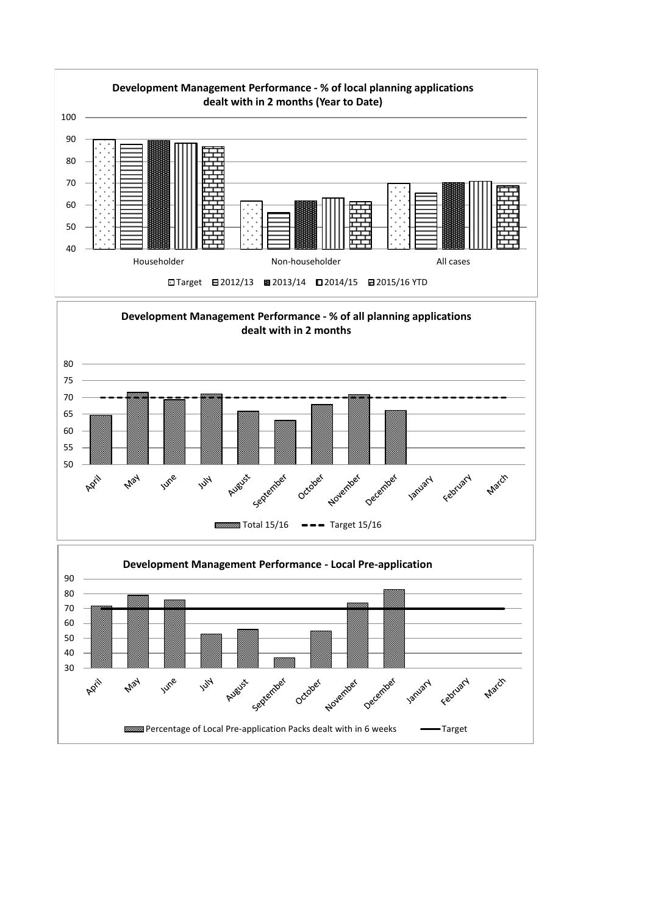**Development Management Performance - % of local planning applications dealt with in 2 months (Year to Date)**

100
90
80
70
60
50
40

Householder — Non-householder — All cases

Target 2012/13 2013/14 2014/15 2015/16 YTD

**Development Management Performance - % of all planning applications dealt with in 2 months**

80
75
70
65
60
55
50

April May June July August September October November December January February March

Total 15/16 Target 15/16

**Development Management Performance - Local Pre-application**

90
80
70
60
50
40
30

April May June July August September October November December January February March

Percentage of Local Pre-application Packs dealt with in 6 weeks Target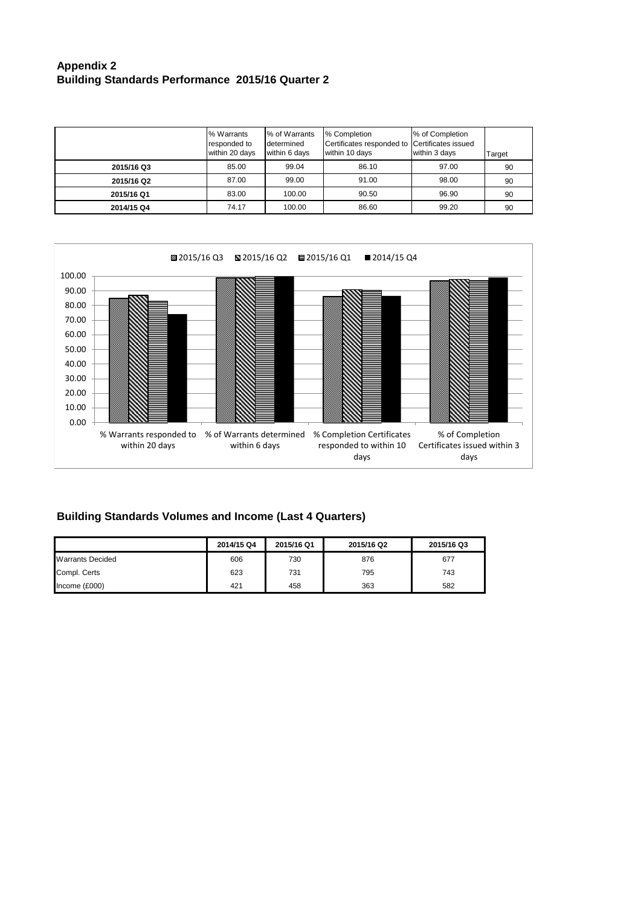**Appendix 2**
**Building Standards Performance 2015/16 Quarter 2**

| | % Warrants responded to within 20 days | % of Warrants determined within 6 days | % Completion Certificates responded to within 10 days | % of Completion Certificates issued within 3 days | Target |
|---|---|---|---|---|---|
| **2015/16 Q3** | 85.00 | 99.04 | 86.10 | 97.00 | 90 |
| **2015/16 Q2** | 87.00 | 99.00 | 91.00 | 98.00 | 90 |
| **2015/16 Q1** | 83.00 | 100.00 | 90.50 | 96.90 | 90 |
| **2014/15 Q4** | 74.17 | 100.00 | 86.60 | 99.20 | 90 |

2015/16 Q3 | 2015/16 Q2 | 2015/16 Q1 | 2014/15 Q4

100.00
90.00
80.00
70.00
60.00
50.00
40.00
30.00
20.00
10.00
0.00

% Warrants responded to within 20 days | % of Warrants determined within 6 days | % Completion Certificates responded to within 10 days | % of Completion Certificates issued within 3 days

## Building Standards Volumes and Income (Last 4 Quarters)

| | 2014/15 Q4 | 2015/16 Q1 | 2015/16 Q2 | 2015/16 Q3 |
|---|---|---|---|---|
| Warrants Decided | 606 | 730 | 876 | 677 |
| Compl. Certs | 623 | 731 | 795 | 743 |
| Income (£000) | 421 | 458 | 363 | 582 |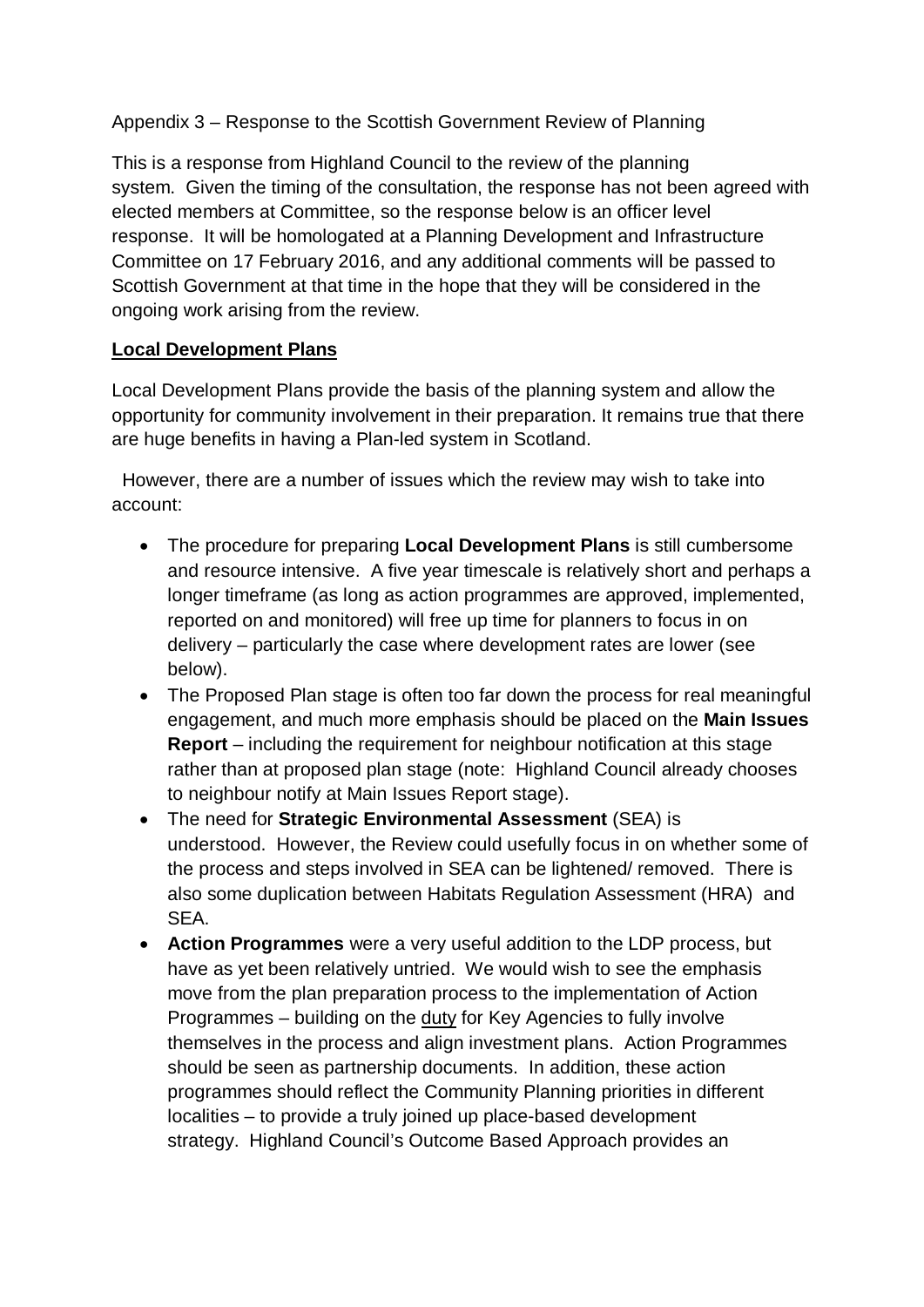Appendix 3 – Response to the Scottish Government Review of Planning

This is a response from Highland Council to the review of the planning system. Given the timing of the consultation, the response has not been agreed with elected members at Committee, so the response below is an officer level response. It will be homologated at a Planning Development and Infrastructure Committee on 17 February 2016, and any additional comments will be passed to Scottish Government at that time in the hope that they will be considered in the ongoing work arising from the review.

**Local Development Plans**

Local Development Plans provide the basis of the planning system and allow the opportunity for community involvement in their preparation. It remains true that there are huge benefits in having a Plan-led system in Scotland.

However, there are a number of issues which the review may wish to take into account:

- The procedure for preparing **Local Development Plans** is still cumbersome and resource intensive. A five year timescale is relatively short and perhaps a longer timeframe (as long as action programmes are approved, implemented, reported on and monitored) will free up time for planners to focus in on delivery – particularly the case where development rates are lower (see below).
- The Proposed Plan stage is often too far down the process for real meaningful engagement, and much more emphasis should be placed on the **Main Issues Report** – including the requirement for neighbour notification at this stage rather than at proposed plan stage (note: Highland Council already chooses to neighbour notify at Main Issues Report stage).
- The need for **Strategic Environmental Assessment** (SEA) is understood. However, the Review could usefully focus in on whether some of the process and steps involved in SEA can be lightened/ removed. There is also some duplication between Habitats Regulation Assessment (HRA) and SEA.
- **Action Programmes** were a very useful addition to the LDP process, but have as yet been relatively untried. We would wish to see the emphasis move from the plan preparation process to the implementation of Action Programmes – building on the duty for Key Agencies to fully involve themselves in the process and align investment plans. Action Programmes should be seen as partnership documents. In addition, these action programmes should reflect the Community Planning priorities in different localities – to provide a truly joined up place-based development strategy. Highland Council's Outcome Based Approach provides an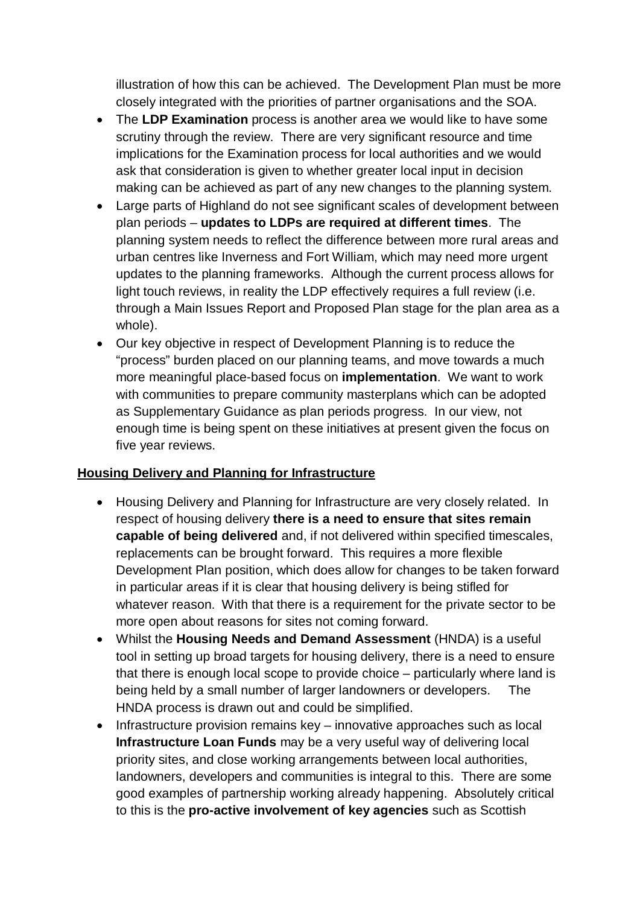illustration of how this can be achieved. The Development Plan must be more closely integrated with the priorities of partner organisations and the SOA.

- The **LDP Examination** process is another area we would like to have some scrutiny through the review. There are very significant resource and time implications for the Examination process for local authorities and we would ask that consideration is given to whether greater local input in decision making can be achieved as part of any new changes to the planning system.
- Large parts of Highland do not see significant scales of development between plan periods – **updates to LDPs are required at different times**. The planning system needs to reflect the difference between more rural areas and urban centres like Inverness and Fort William, which may need more urgent updates to the planning frameworks. Although the current process allows for light touch reviews, in reality the LDP effectively requires a full review (i.e. through a Main Issues Report and Proposed Plan stage for the plan area as a whole).
- Our key objective in respect of Development Planning is to reduce the "process" burden placed on our planning teams, and move towards a much more meaningful place-based focus on **implementation**. We want to work with communities to prepare community masterplans which can be adopted as Supplementary Guidance as plan periods progress. In our view, not enough time is being spent on these initiatives at present given the focus on five year reviews.

**Housing Delivery and Planning for Infrastructure**

- Housing Delivery and Planning for Infrastructure are very closely related. In respect of housing delivery **there is a need to ensure that sites remain capable of being delivered** and, if not delivered within specified timescales, replacements can be brought forward. This requires a more flexible Development Plan position, which does allow for changes to be taken forward in particular areas if it is clear that housing delivery is being stifled for whatever reason. With that there is a requirement for the private sector to be more open about reasons for sites not coming forward.
- Whilst the **Housing Needs and Demand Assessment** (HNDA) is a useful tool in setting up broad targets for housing delivery, there is a need to ensure that there is enough local scope to provide choice – particularly where land is being held by a small number of larger landowners or developers. The HNDA process is drawn out and could be simplified.
- Infrastructure provision remains key – innovative approaches such as local **Infrastructure Loan Funds** may be a very useful way of delivering local priority sites, and close working arrangements between local authorities, landowners, developers and communities is integral to this. There are some good examples of partnership working already happening. Absolutely critical to this is the **pro-active involvement of key agencies** such as Scottish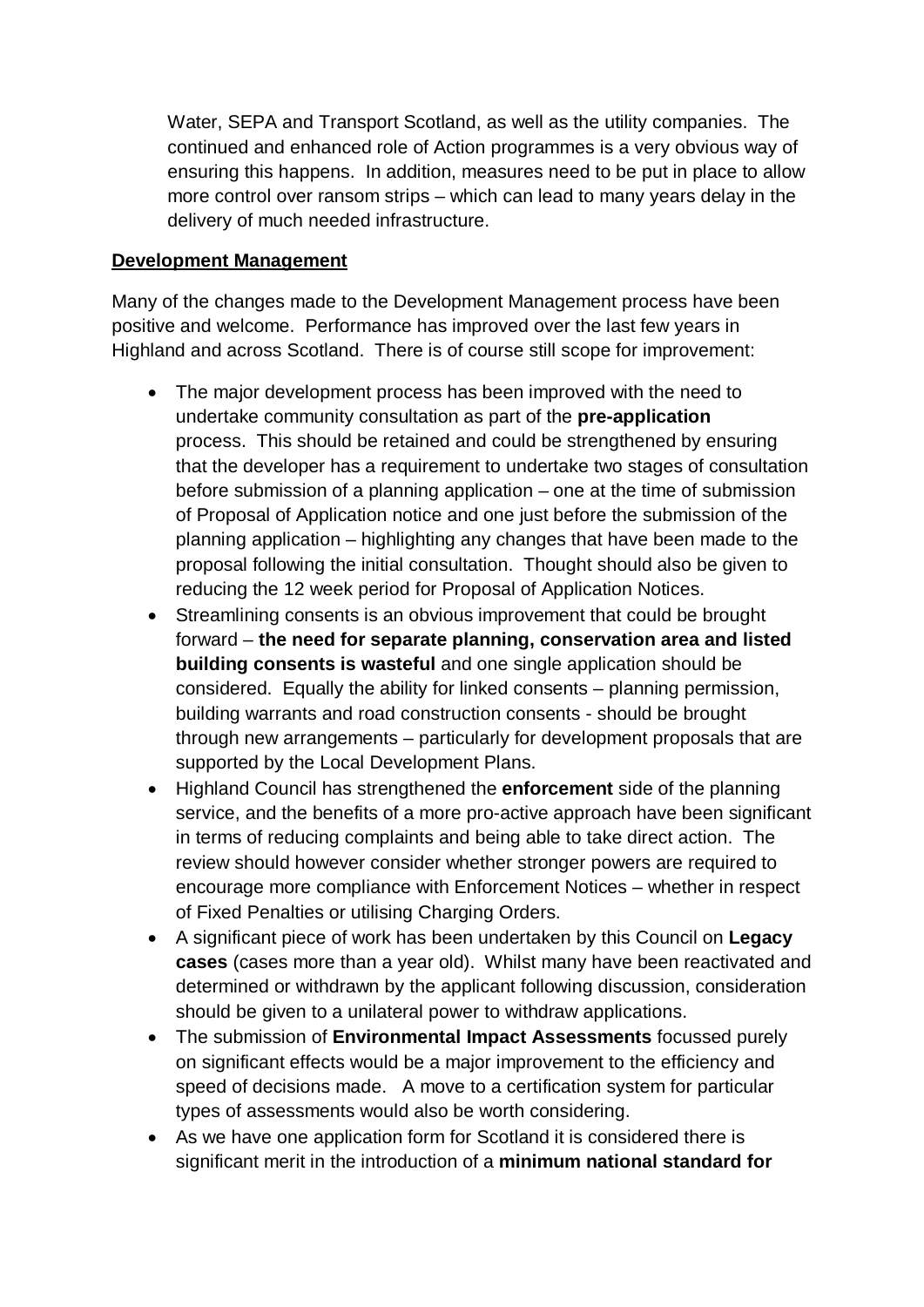Water, SEPA and Transport Scotland, as well as the utility companies. The continued and enhanced role of Action programmes is a very obvious way of ensuring this happens. In addition, measures need to be put in place to allow more control over ransom strips – which can lead to many years delay in the delivery of much needed infrastructure.

**Development Management**

Many of the changes made to the Development Management process have been positive and welcome. Performance has improved over the last few years in Highland and across Scotland. There is of course still scope for improvement:

- The major development process has been improved with the need to undertake community consultation as part of the **pre-application** process. This should be retained and could be strengthened by ensuring that the developer has a requirement to undertake two stages of consultation before submission of a planning application – one at the time of submission of Proposal of Application notice and one just before the submission of the planning application – highlighting any changes that have been made to the proposal following the initial consultation. Thought should also be given to reducing the 12 week period for Proposal of Application Notices.
- Streamlining consents is an obvious improvement that could be brought forward – **the need for separate planning, conservation area and listed building consents is wasteful** and one single application should be considered. Equally the ability for linked consents – planning permission, building warrants and road construction consents - should be brought through new arrangements – particularly for development proposals that are supported by the Local Development Plans.
- Highland Council has strengthened the **enforcement** side of the planning service, and the benefits of a more pro-active approach have been significant in terms of reducing complaints and being able to take direct action. The review should however consider whether stronger powers are required to encourage more compliance with Enforcement Notices – whether in respect of Fixed Penalties or utilising Charging Orders.
- A significant piece of work has been undertaken by this Council on **Legacy cases** (cases more than a year old). Whilst many have been reactivated and determined or withdrawn by the applicant following discussion, consideration should be given to a unilateral power to withdraw applications.
- The submission of **Environmental Impact Assessments** focussed purely on significant effects would be a major improvement to the efficiency and speed of decisions made. A move to a certification system for particular types of assessments would also be worth considering.
- As we have one application form for Scotland it is considered there is significant merit in the introduction of a **minimum national standard for**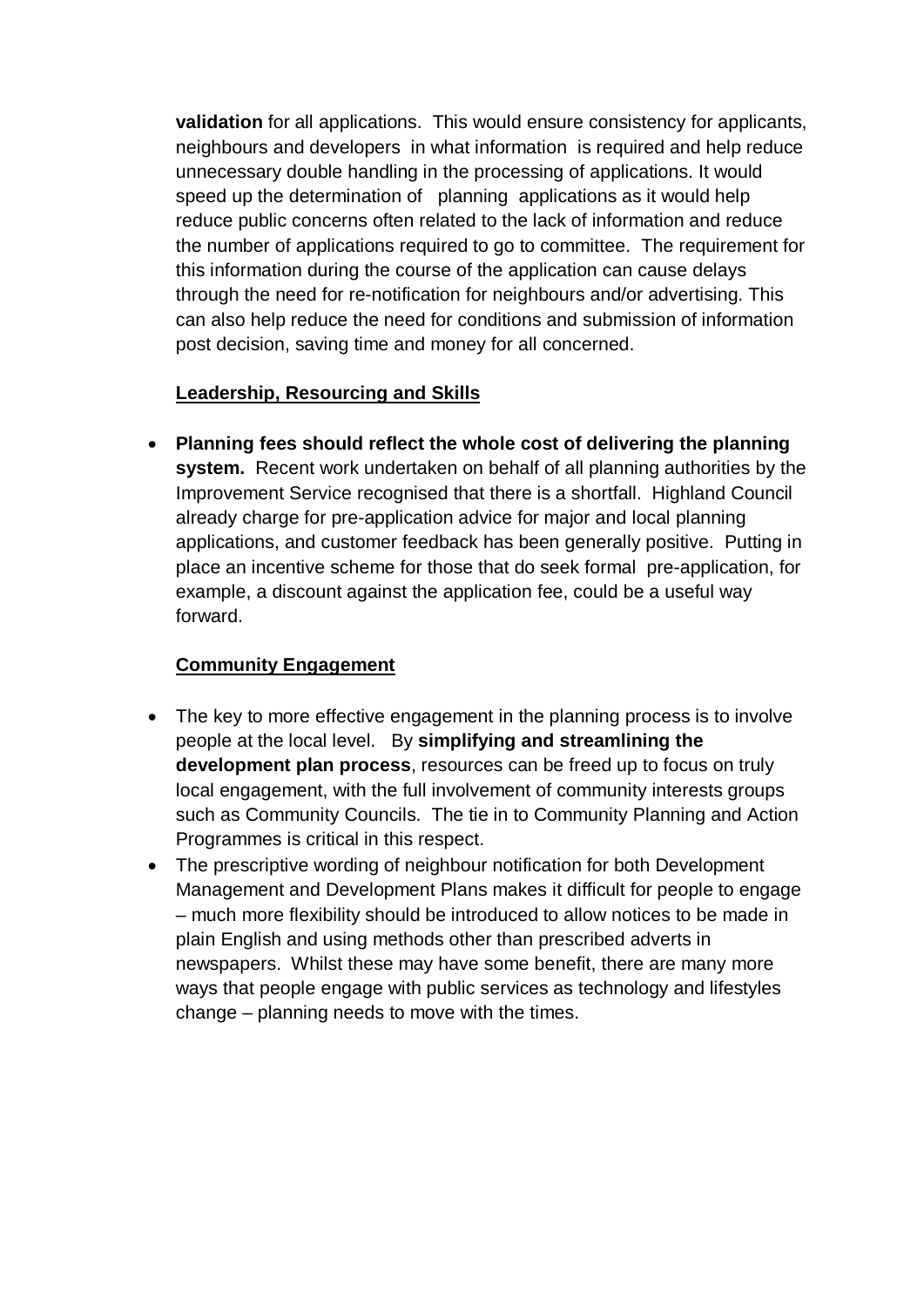**validation** for all applications. This would ensure consistency for applicants, neighbours and developers in what information is required and help reduce unnecessary double handling in the processing of applications. It would speed up the determination of planning applications as it would help reduce public concerns often related to the lack of information and reduce the number of applications required to go to committee. The requirement for this information during the course of the application can cause delays through the need for re-notification for neighbours and/or advertising. This can also help reduce the need for conditions and submission of information post decision, saving time and money for all concerned.

**Leadership, Resourcing and Skills**

- **Planning fees should reflect the whole cost of delivering the planning system.** Recent work undertaken on behalf of all planning authorities by the Improvement Service recognised that there is a shortfall. Highland Council already charge for pre-application advice for major and local planning applications, and customer feedback has been generally positive. Putting in place an incentive scheme for those that do seek formal pre-application, for example, a discount against the application fee, could be a useful way forward.

**Community Engagement**

- The key to more effective engagement in the planning process is to involve people at the local level. By **simplifying and streamlining the development plan process**, resources can be freed up to focus on truly local engagement, with the full involvement of community interests groups such as Community Councils. The tie in to Community Planning and Action Programmes is critical in this respect.
- The prescriptive wording of neighbour notification for both Development Management and Development Plans makes it difficult for people to engage – much more flexibility should be introduced to allow notices to be made in plain English and using methods other than prescribed adverts in newspapers. Whilst these may have some benefit, there are many more ways that people engage with public services as technology and lifestyles change – planning needs to move with the times.